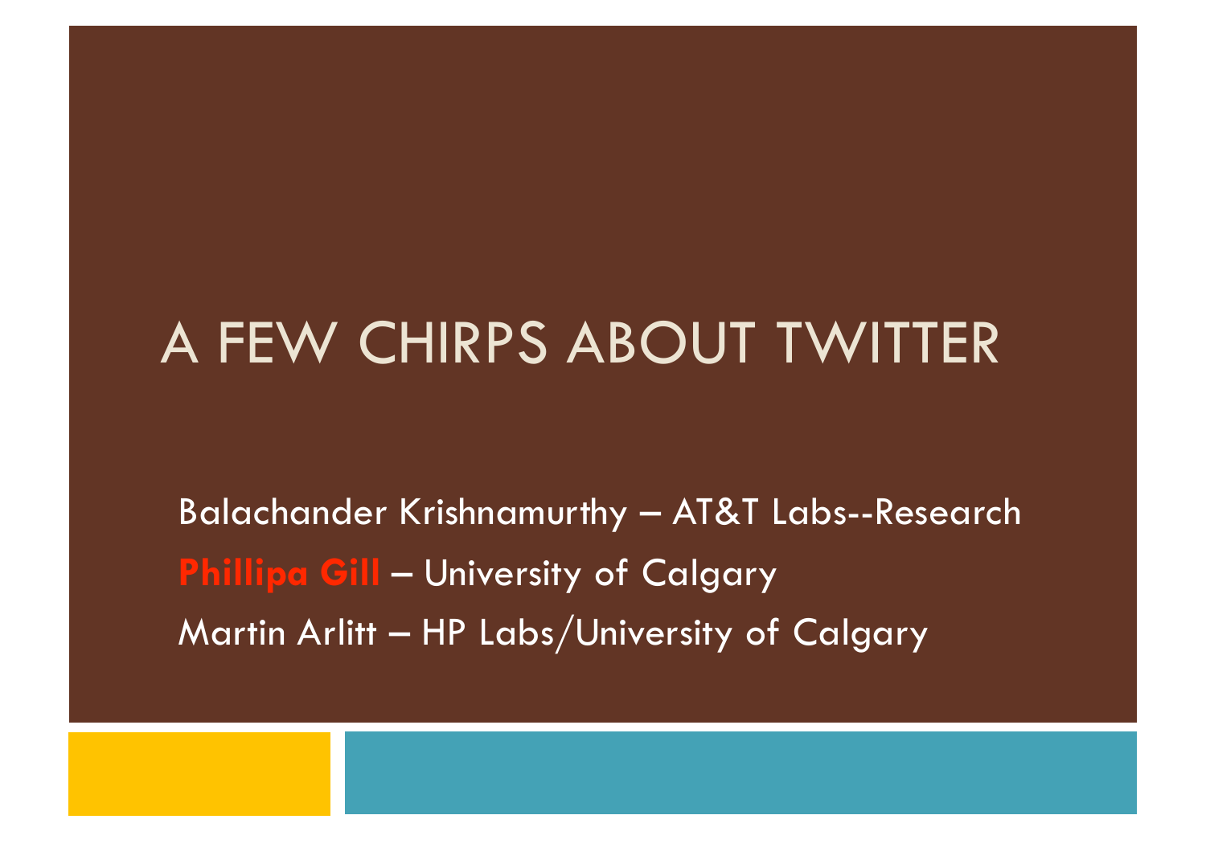# A FEW CHIRPS ABOUT TWITTER

Balachander Krishnamurthy – AT&T Labs--Research

**Phillipa Gill** – University of Calgary

Martin Arlitt – HP Labs/University of Calgary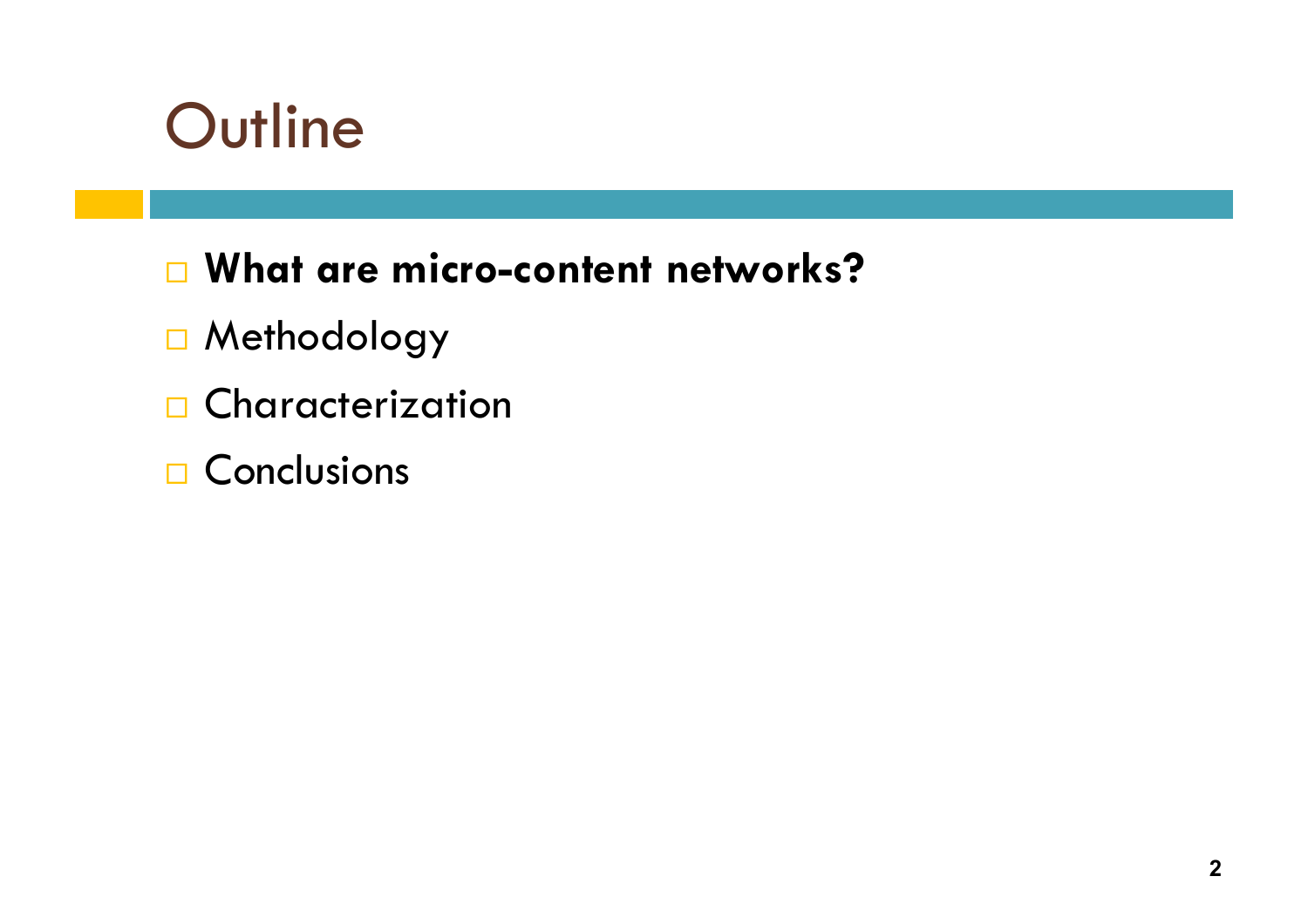# Outline

- **What are micro-content networks?**
- Methodology
- Characterization
- Conclusions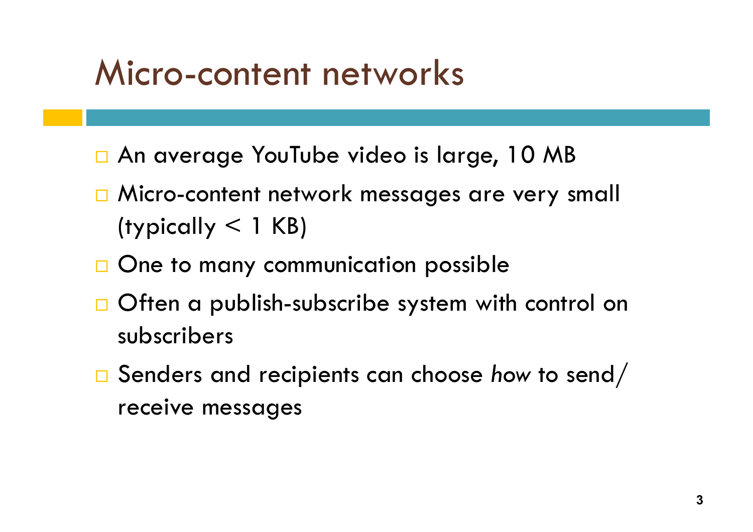# Micro-content networks

- An average YouTube video is large, 10 MB
- Micro-content network messages are very small (typically < 1 KB)
- One to many communication possible
- Often a publish-subscribe system with control on subscribers
- Senders and recipients can choose *how* to send/receive messages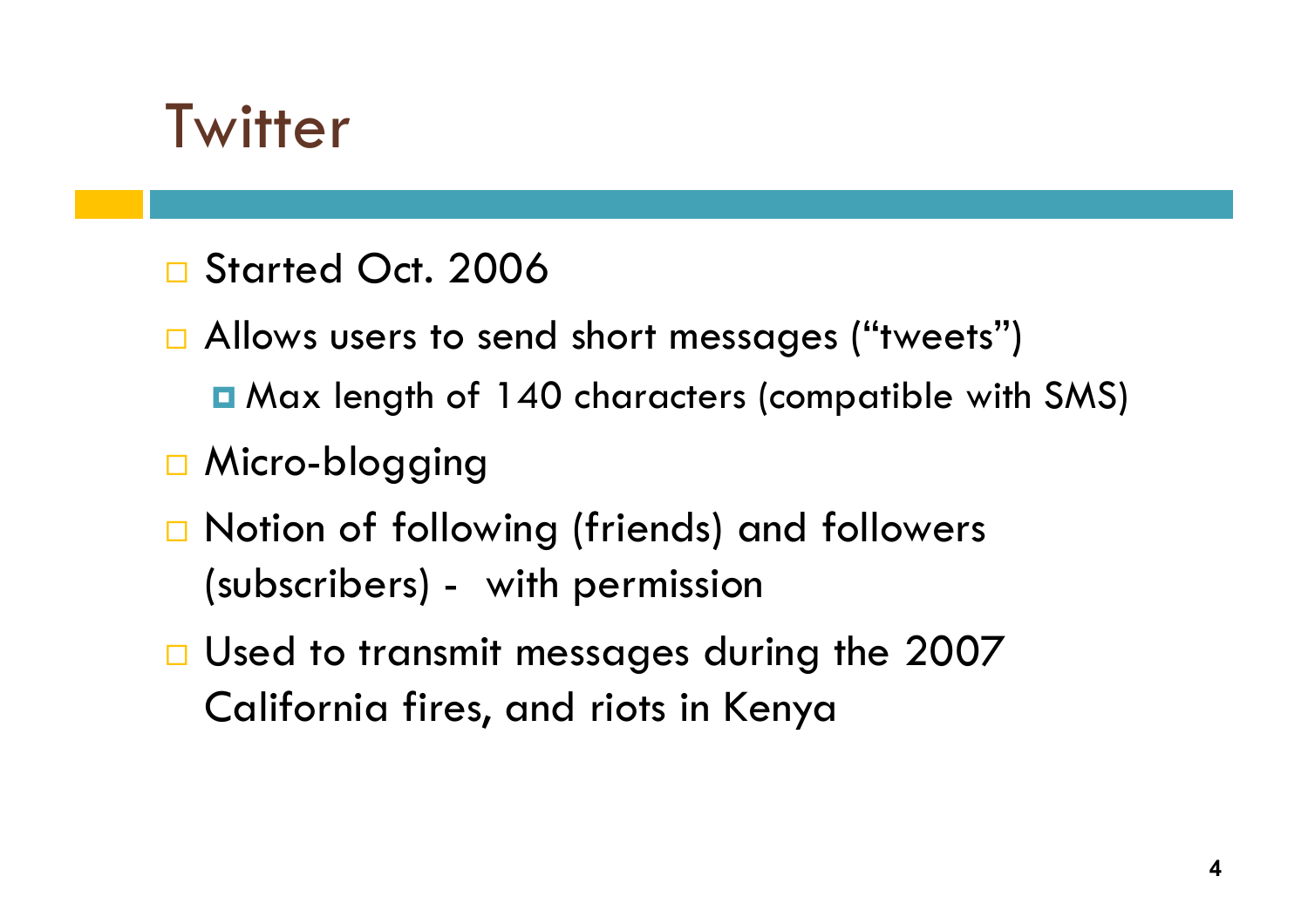# Twitter

- Started Oct. 2006
- Allows users to send short messages (“tweets”)
  - Max length of 140 characters (compatible with SMS)
- Micro-blogging
- Notion of following (friends) and followers (subscribers) - with permission
- Used to transmit messages during the 2007 California fires, and riots in Kenya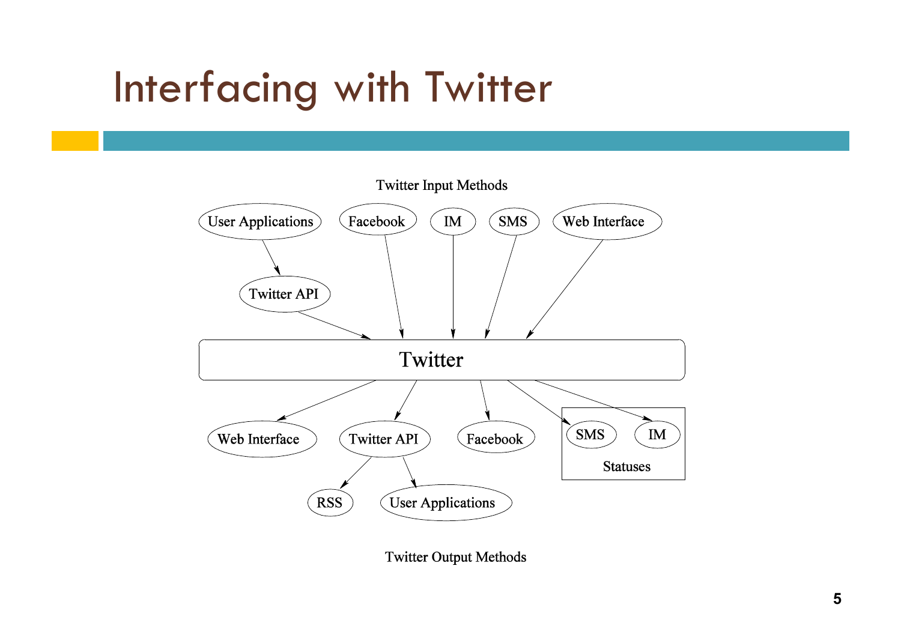# Interfacing with Twitter

Twitter Input Methods

User Applications → Twitter API → Twitter

Facebook → Twitter

IM → Twitter

SMS → Twitter

Web Interface → Twitter

Twitter → Web Interface

Twitter → Twitter API → RSS, User Applications

Twitter → Facebook

Twitter → Statuses (SMS, IM)

Twitter Output Methods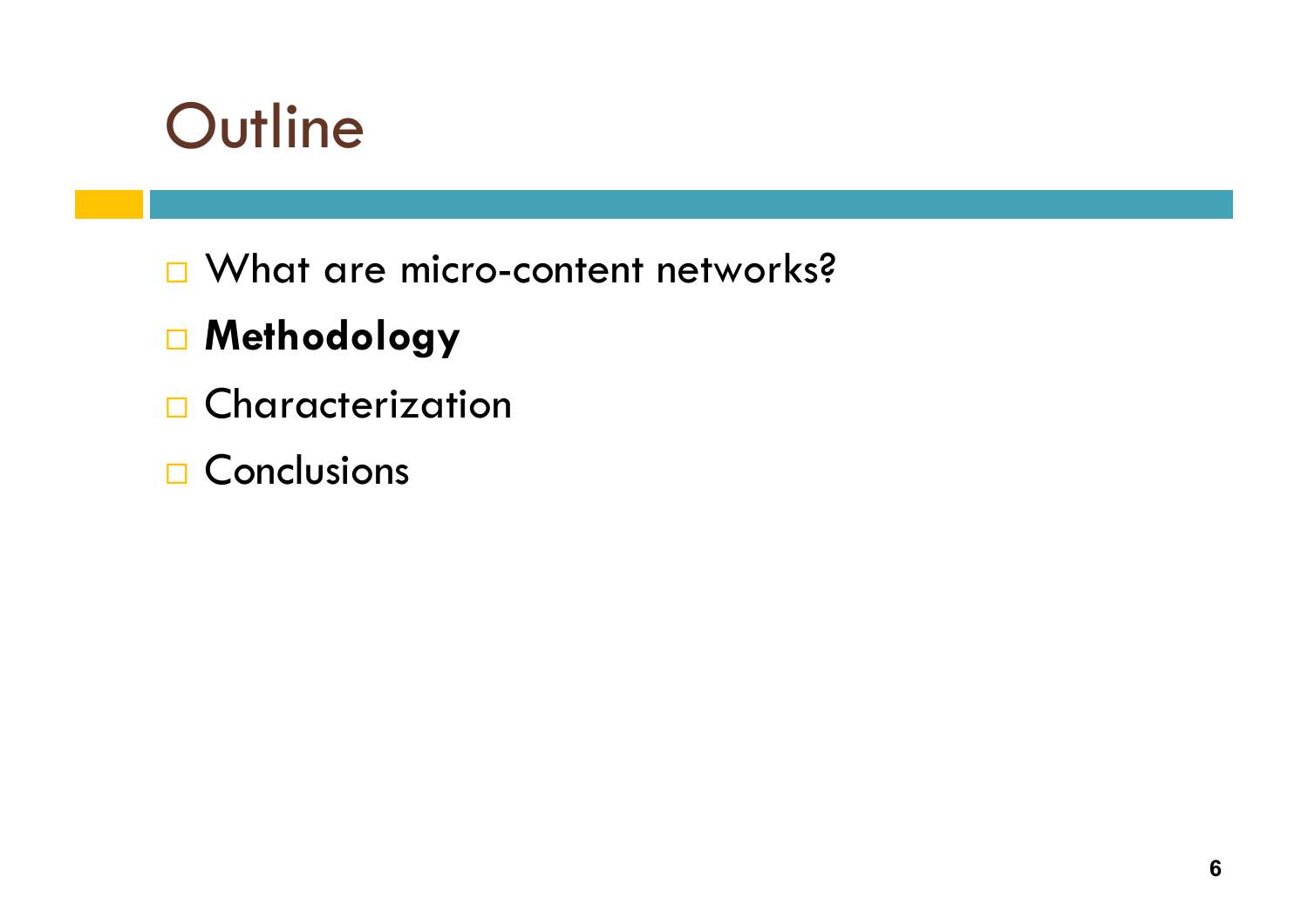# Outline

- What are micro-content networks?
- **Methodology**
- Characterization
- Conclusions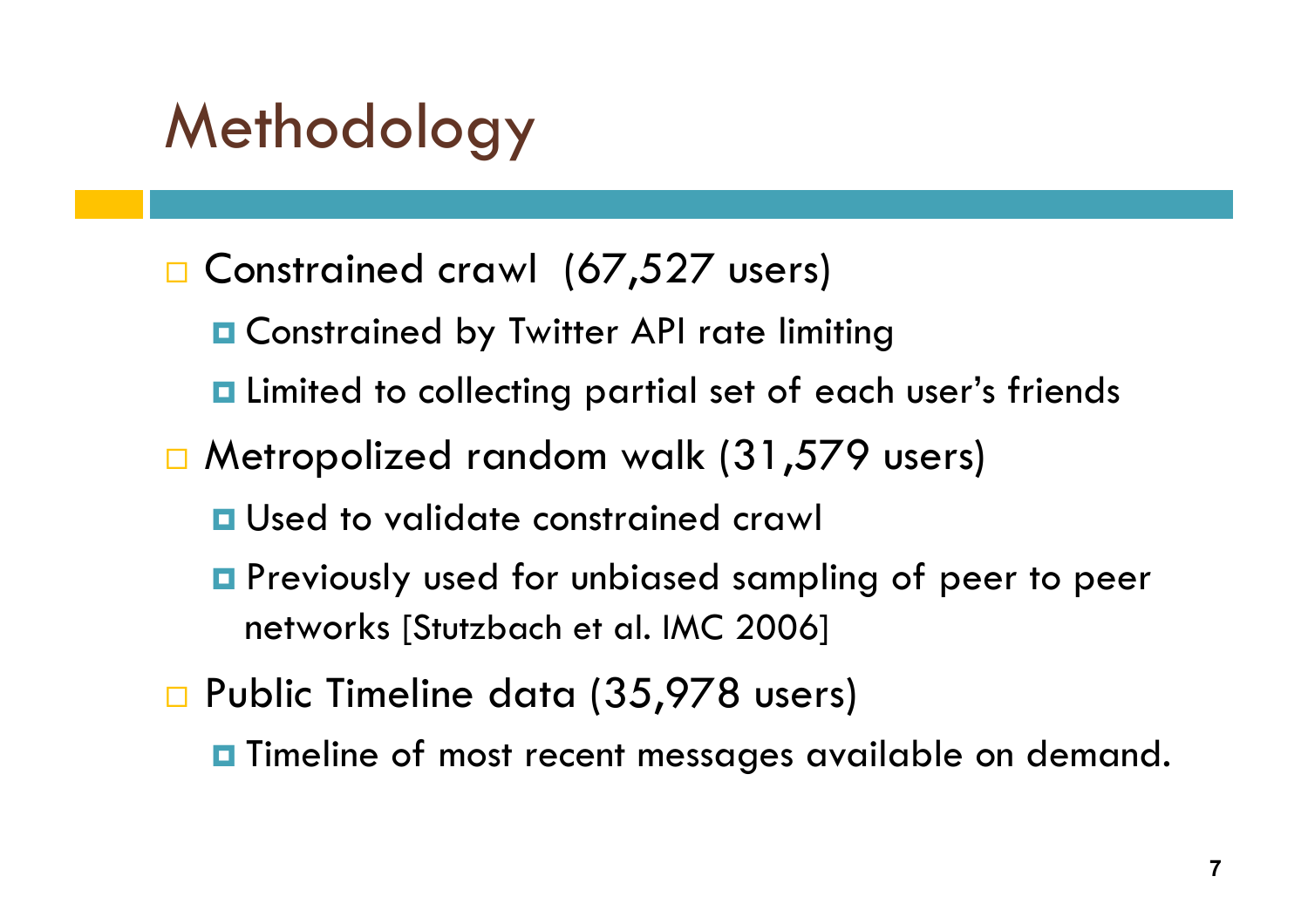# Methodology

- Constrained crawl (67,527 users)
  - Constrained by Twitter API rate limiting
  - Limited to collecting partial set of each user's friends
- Metropolized random walk (31,579 users)
  - Used to validate constrained crawl
  - Previously used for unbiased sampling of peer to peer networks [Stutzbach et al. IMC 2006]
- Public Timeline data (35,978 users)
  - Timeline of most recent messages available on demand.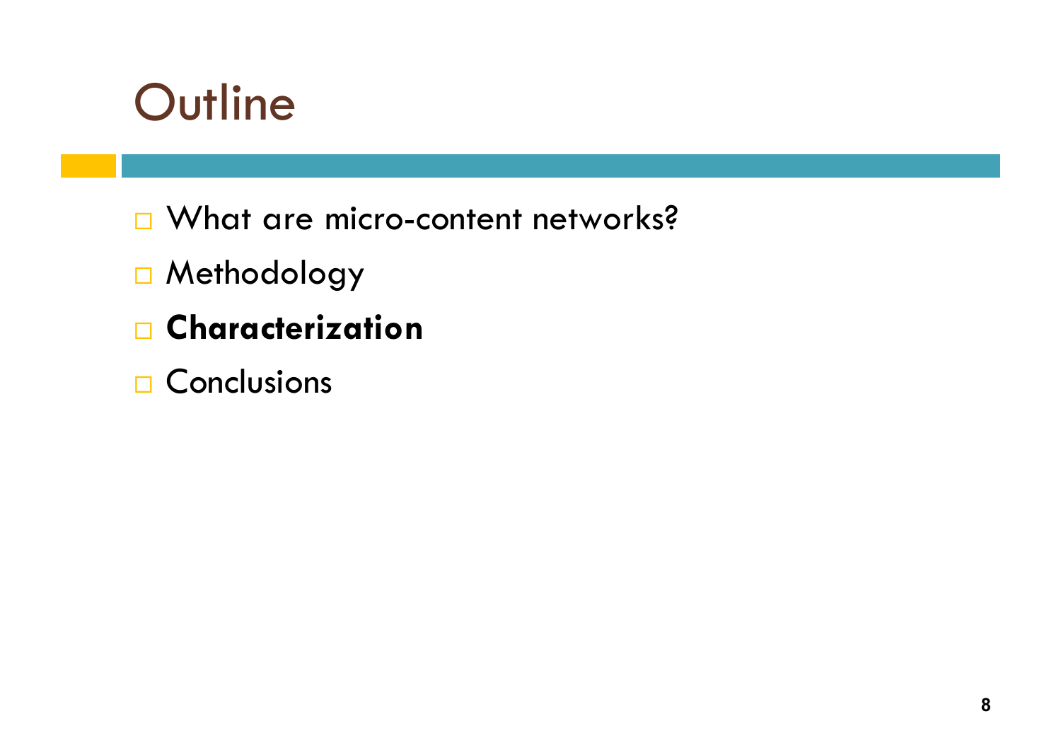# Outline

- What are micro-content networks?
- Methodology
- **Characterization**
- Conclusions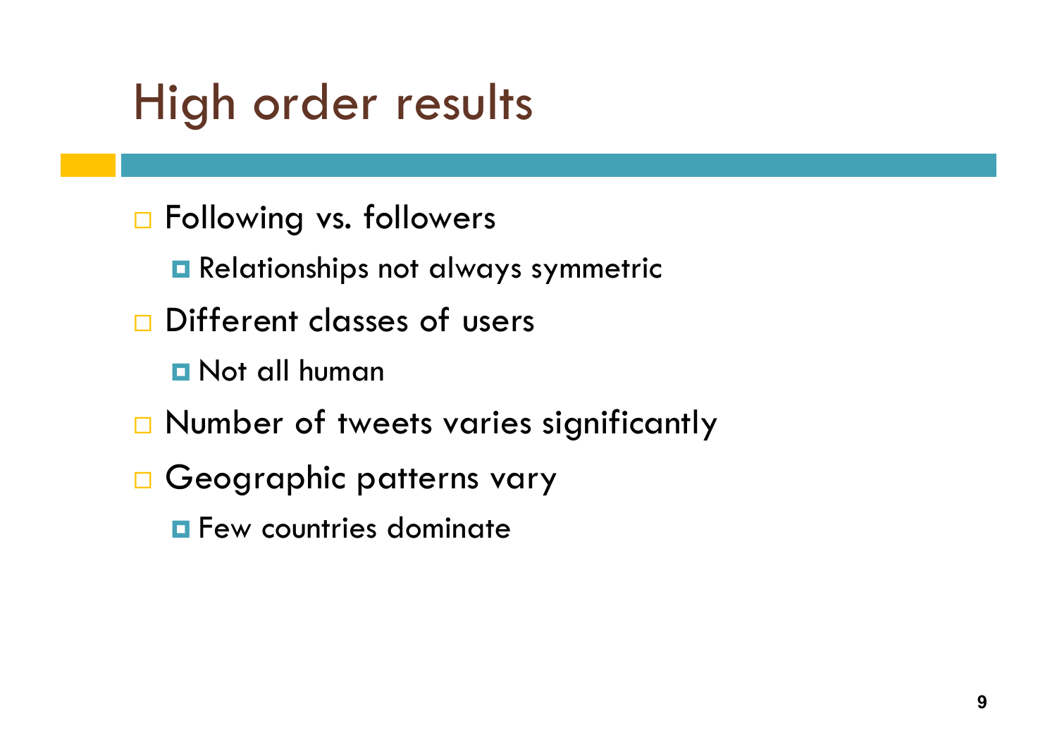# High order results

- Following vs. followers
  - Relationships not always symmetric
- Different classes of users
  - Not all human
- Number of tweets varies significantly
- Geographic patterns vary
  - Few countries dominate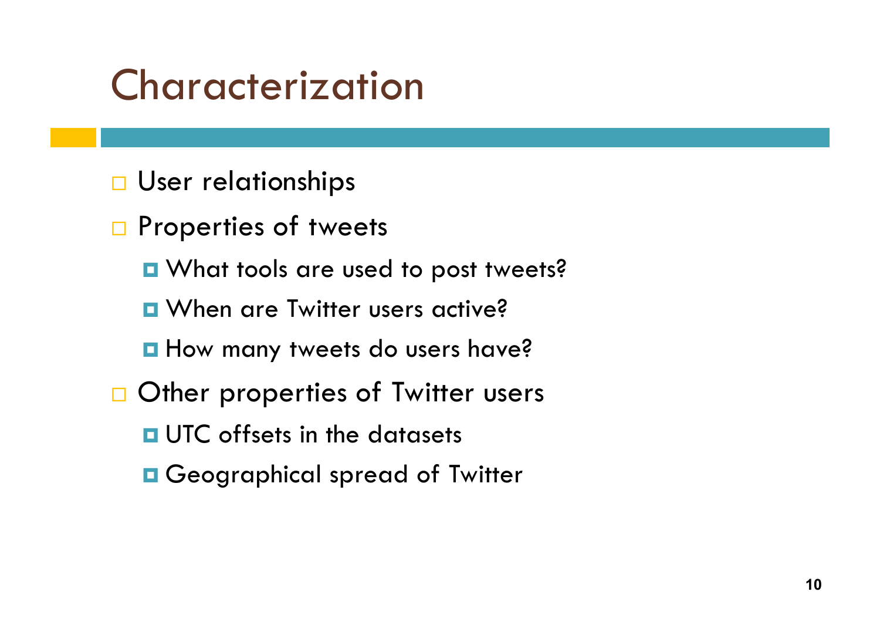# Characterization

- User relationships
- Properties of tweets
  - What tools are used to post tweets?
  - When are Twitter users active?
  - How many tweets do users have?
- Other properties of Twitter users
  - UTC offsets in the datasets
  - Geographical spread of Twitter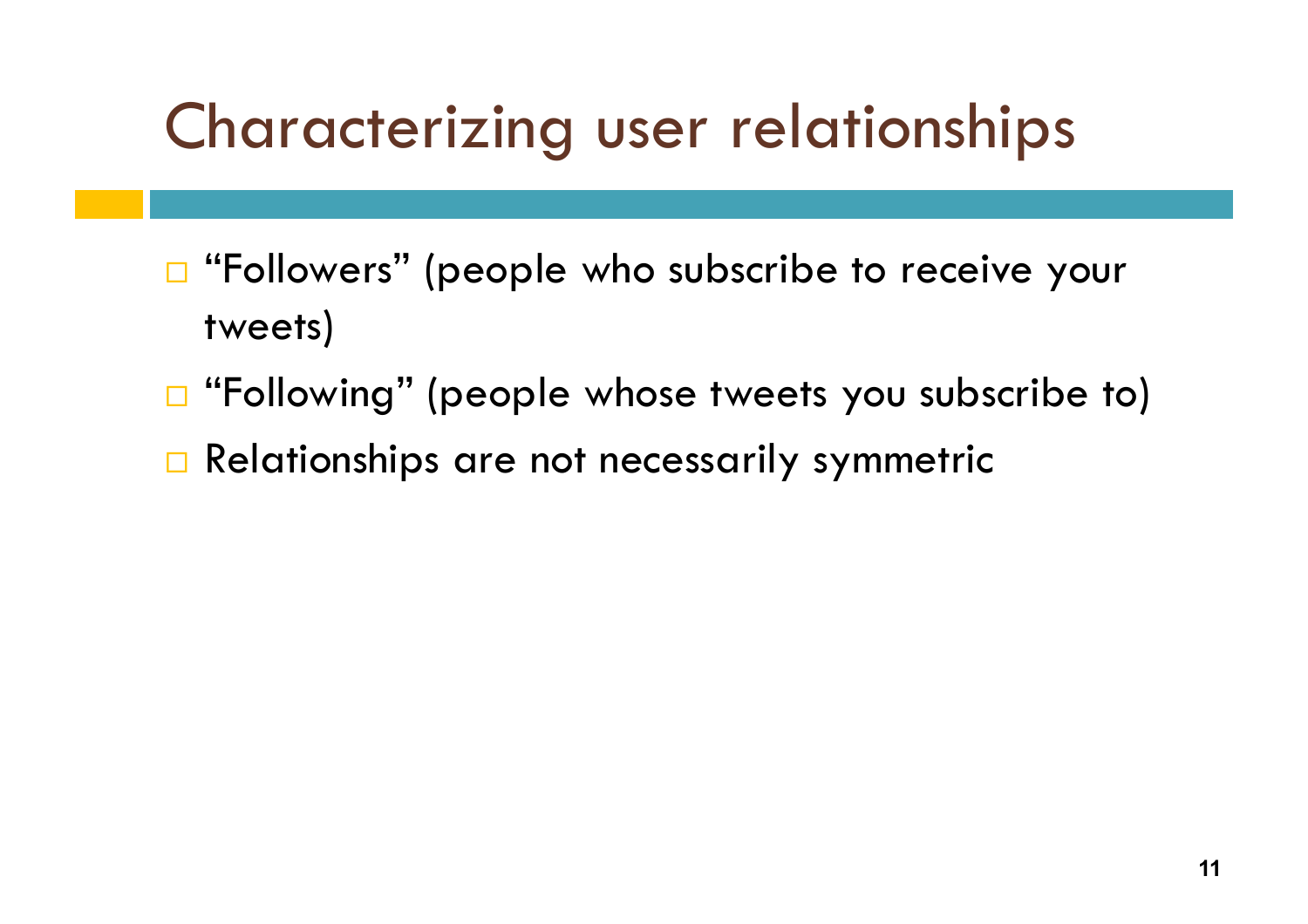# Characterizing user relationships

- "Followers" (people who subscribe to receive your tweets)
- "Following" (people whose tweets you subscribe to)
- Relationships are not necessarily symmetric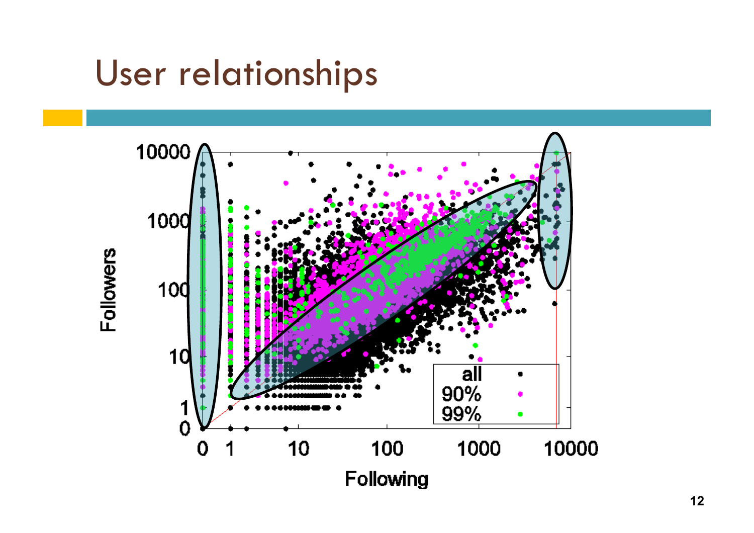# User relationships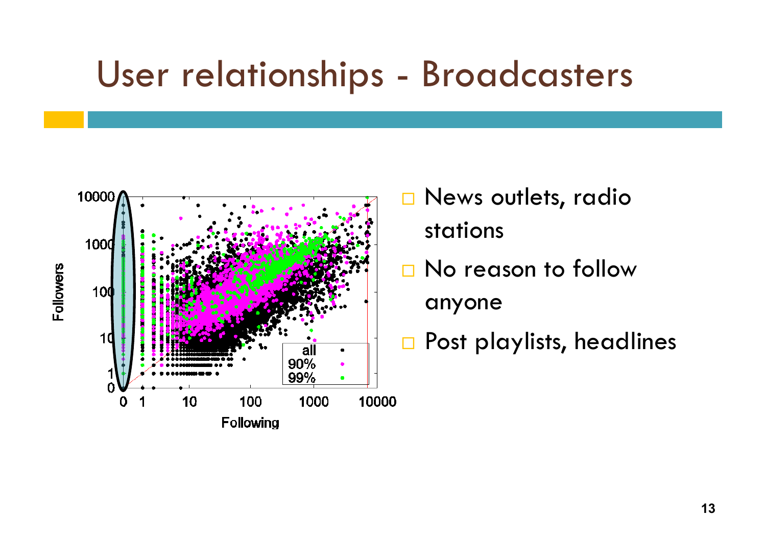# User relationships - Broadcasters

- News outlets, radio stations
- No reason to follow anyone
- Post playlists, headlines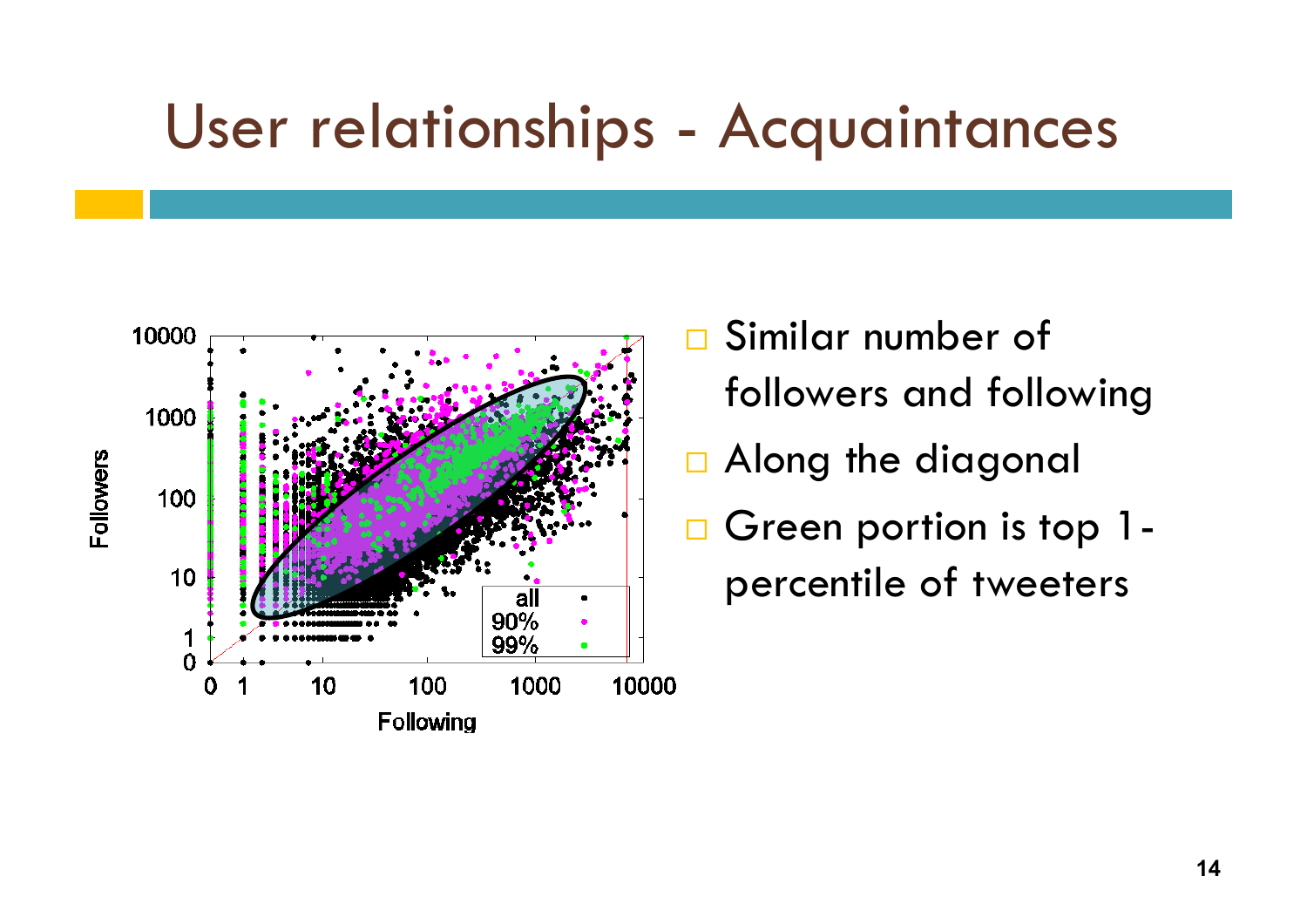# User relationships - Acquaintances

- Similar number of followers and following
- Along the diagonal
- Green portion is top 1-percentile of tweeters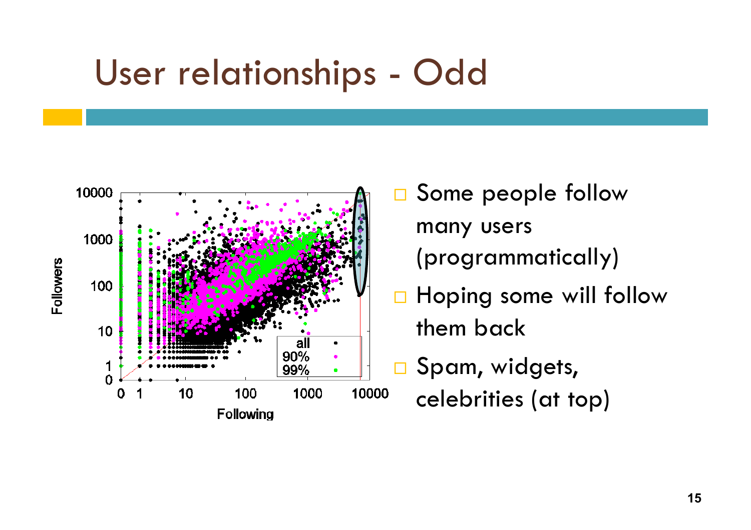# User relationships - Odd

- Some people follow many users (programmatically)
- Hoping some will follow them back
- Spam, widgets, celebrities (at top)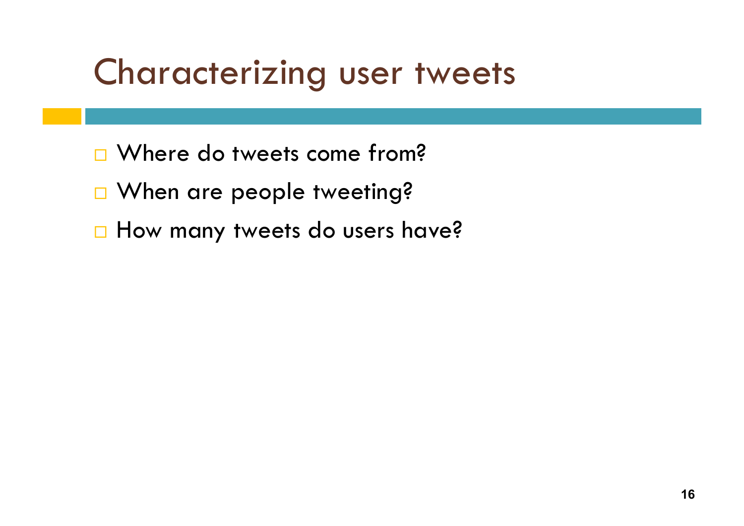# Characterizing user tweets

- Where do tweets come from?
- When are people tweeting?
- How many tweets do users have?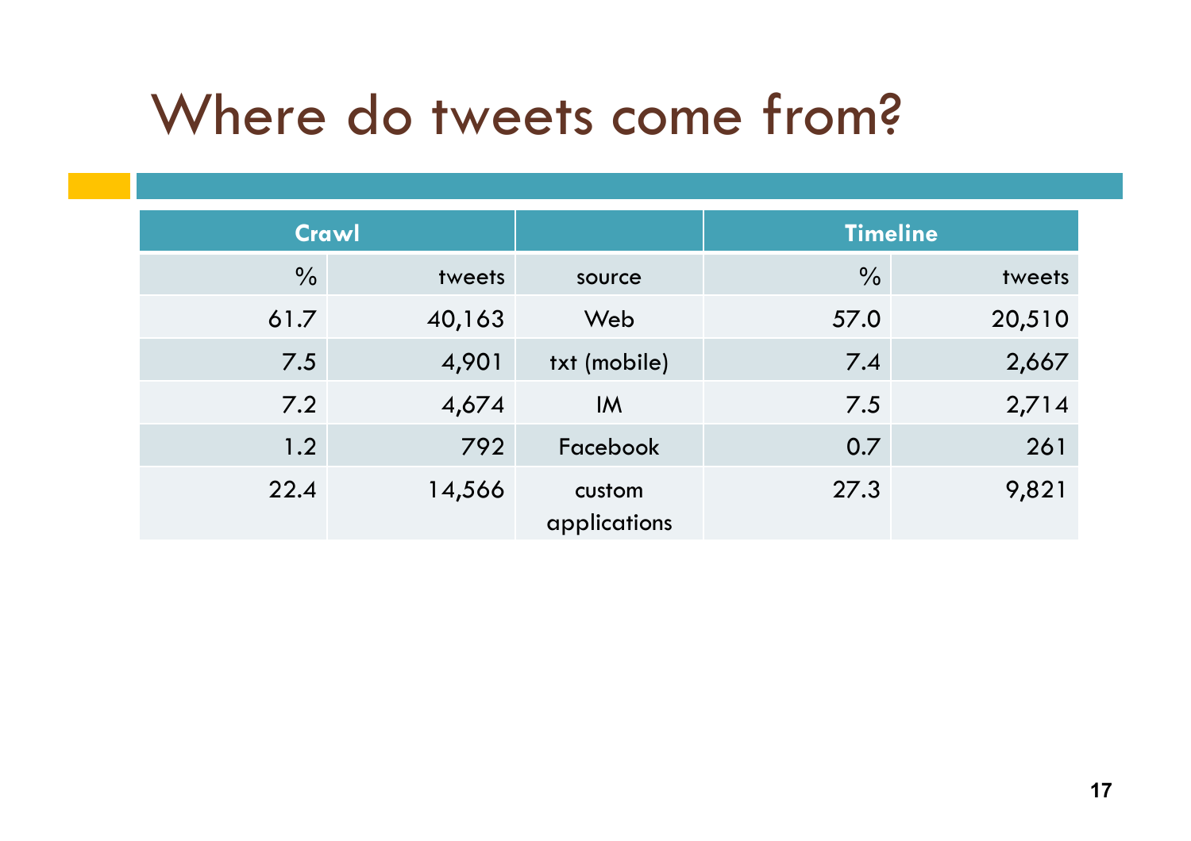# Where do tweets come from?

| Crawl | | | Timeline | |
|---|---|---|---|---|
| % | tweets | source | % | tweets |
| 61.7 | 40,163 | Web | 57.0 | 20,510 |
| 7.5 | 4,901 | txt (mobile) | 7.4 | 2,667 |
| 7.2 | 4,674 | IM | 7.5 | 2,714 |
| 1.2 | 792 | Facebook | 0.7 | 261 |
| 22.4 | 14,566 | custom applications | 27.3 | 9,821 |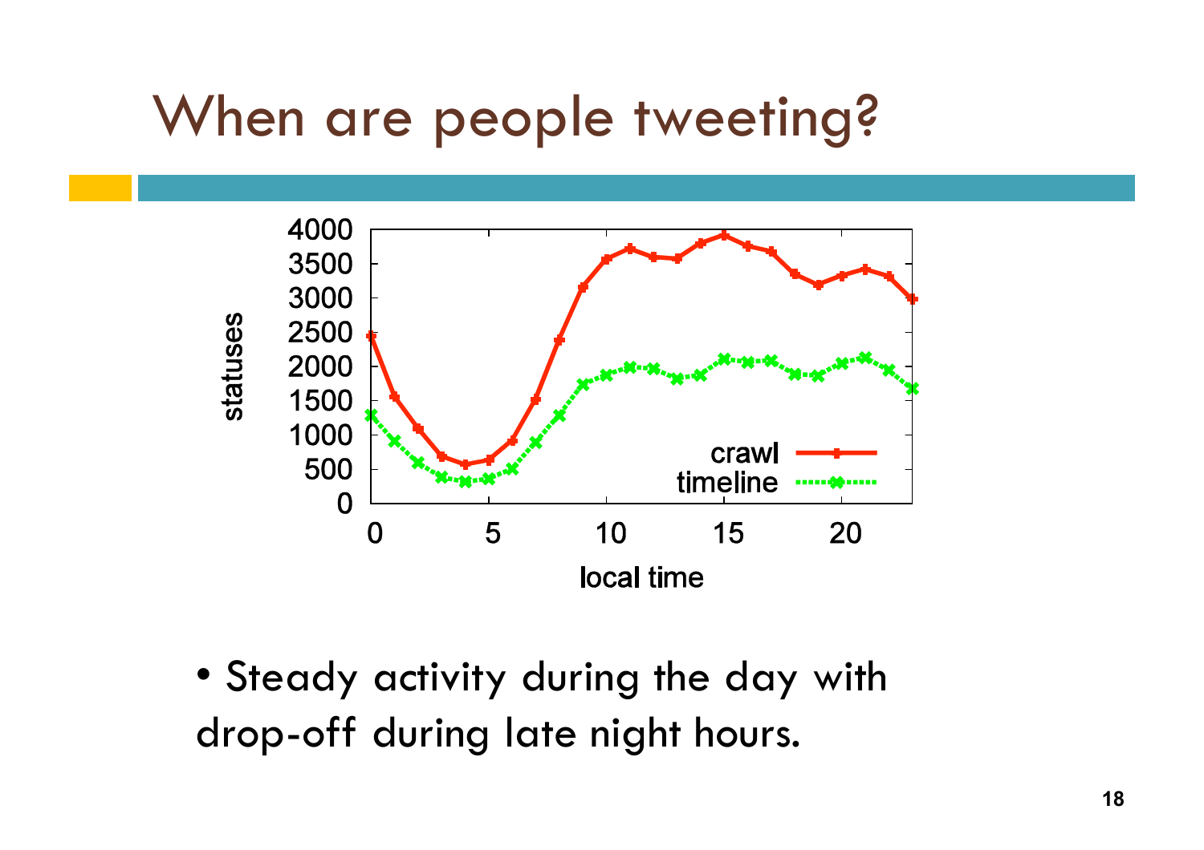# When are people tweeting?

- Steady activity during the day with drop-off during late night hours.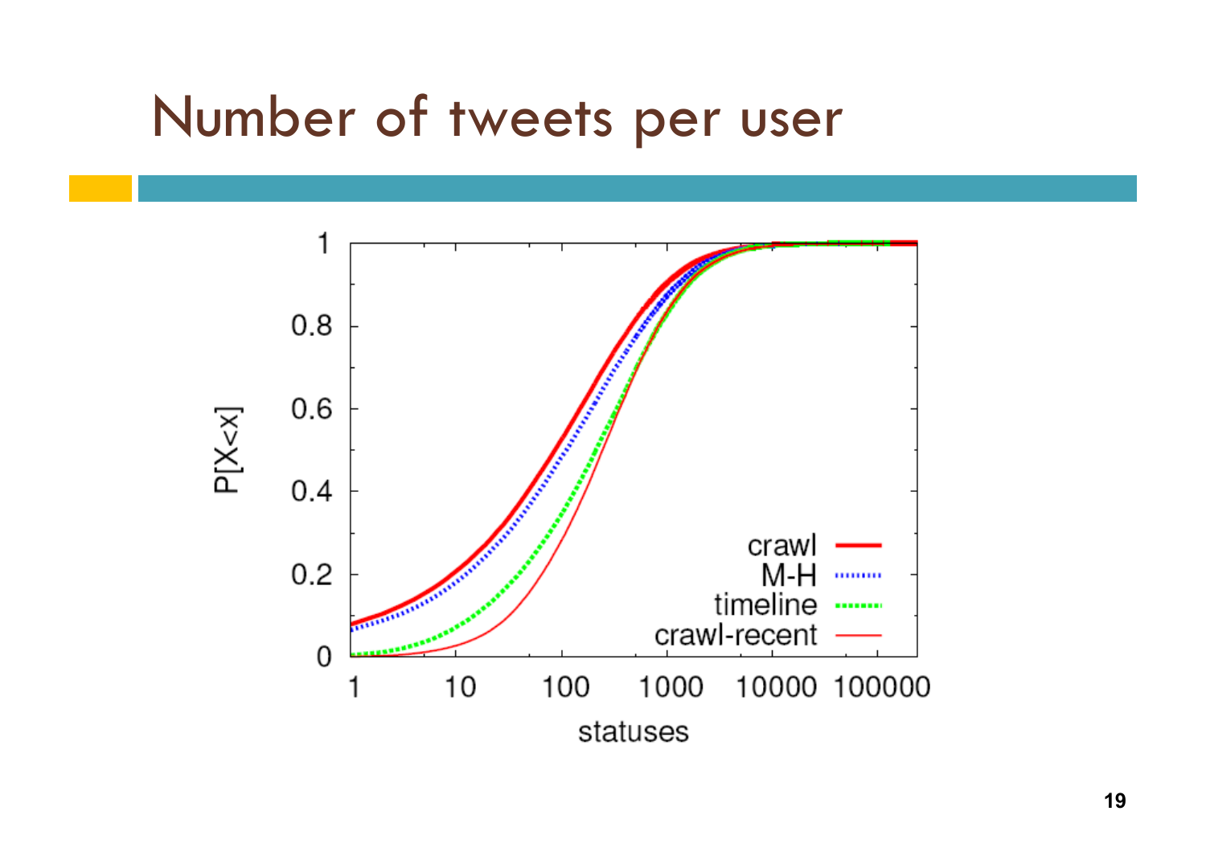# Number of tweets per user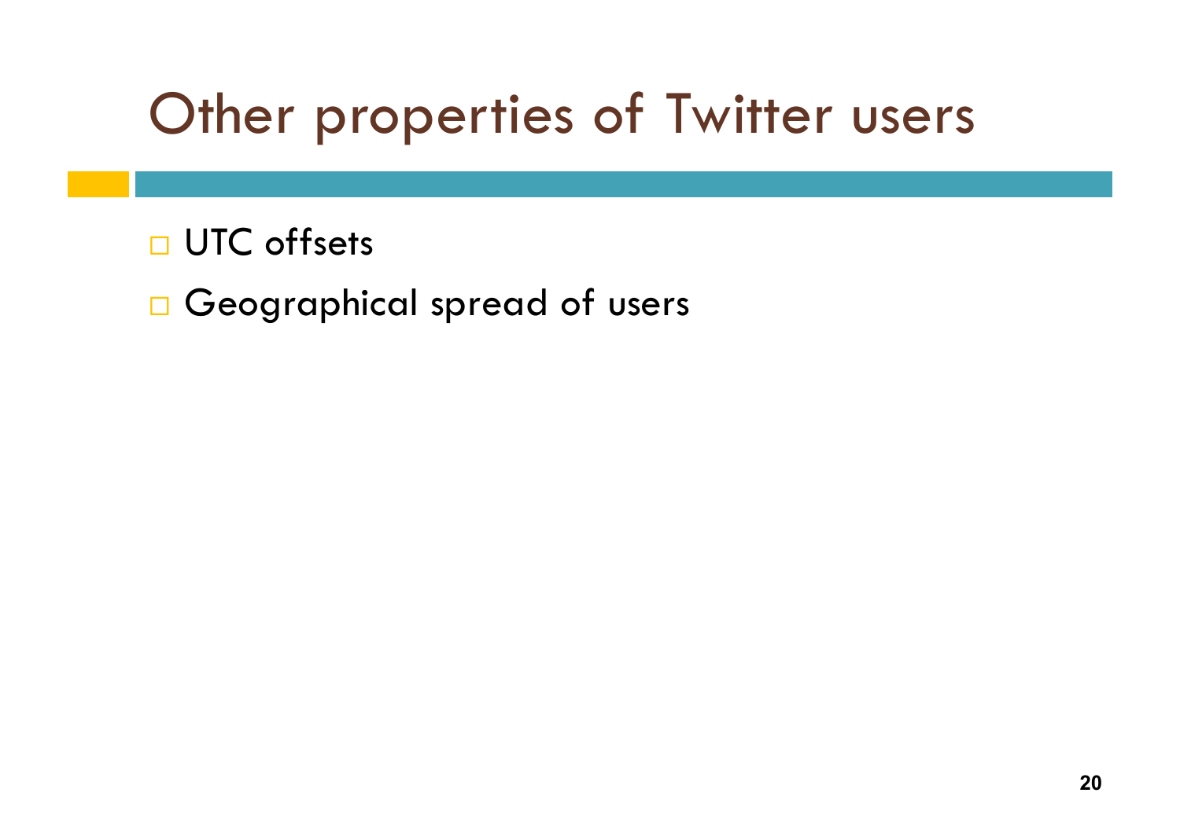# Other properties of Twitter users

- UTC offsets
- Geographical spread of users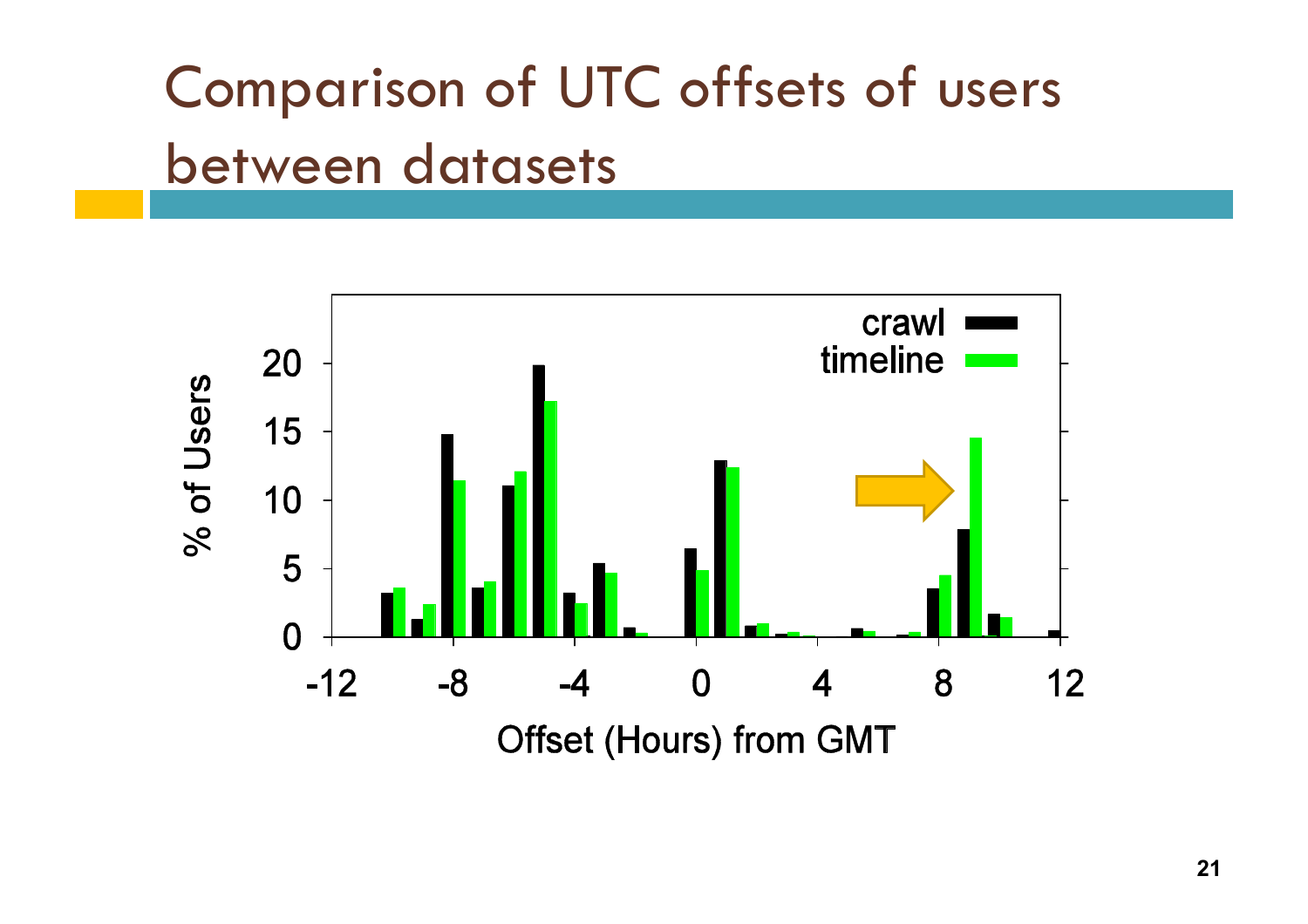# Comparison of UTC offsets of users between datasets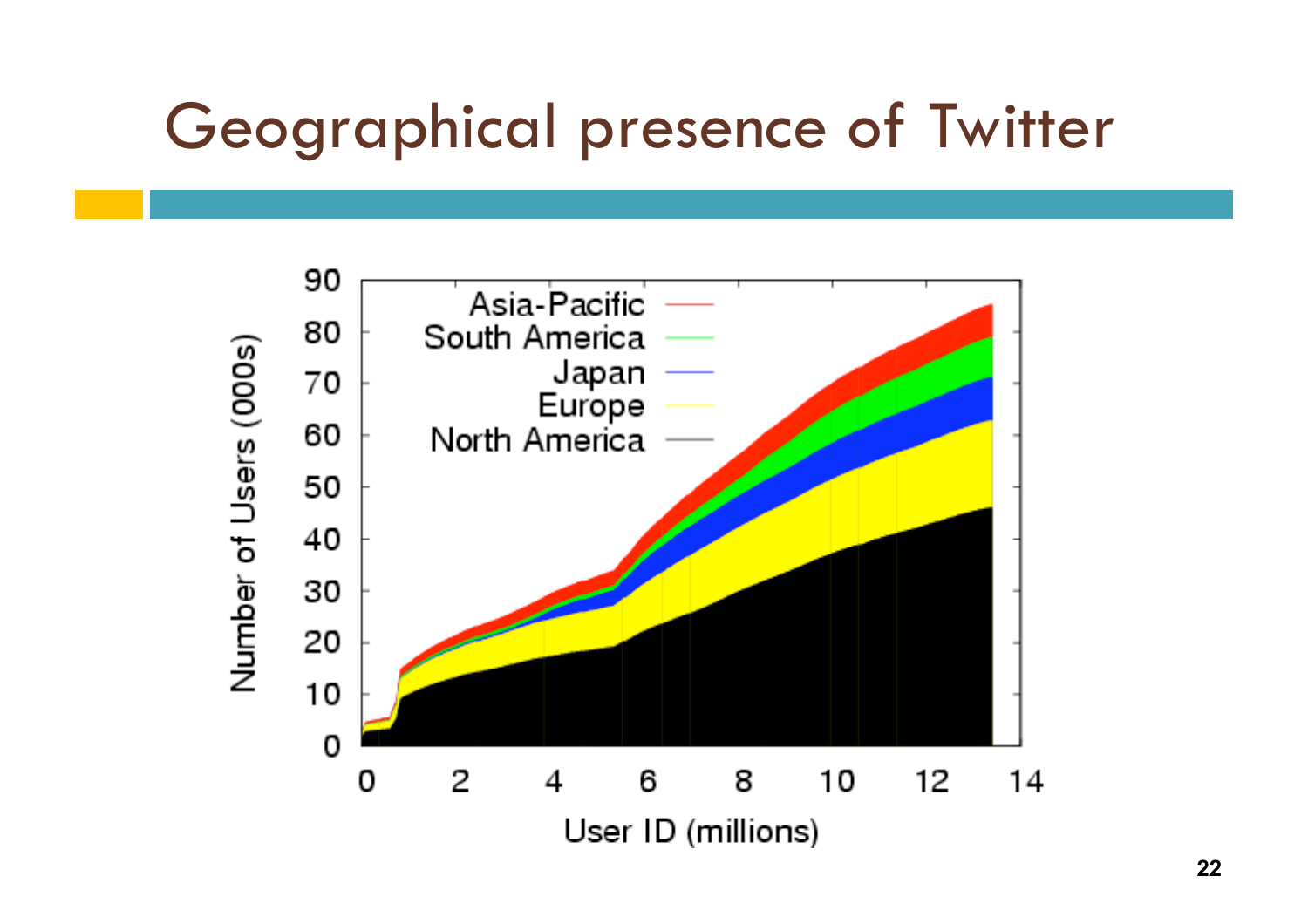# Geographical presence of Twitter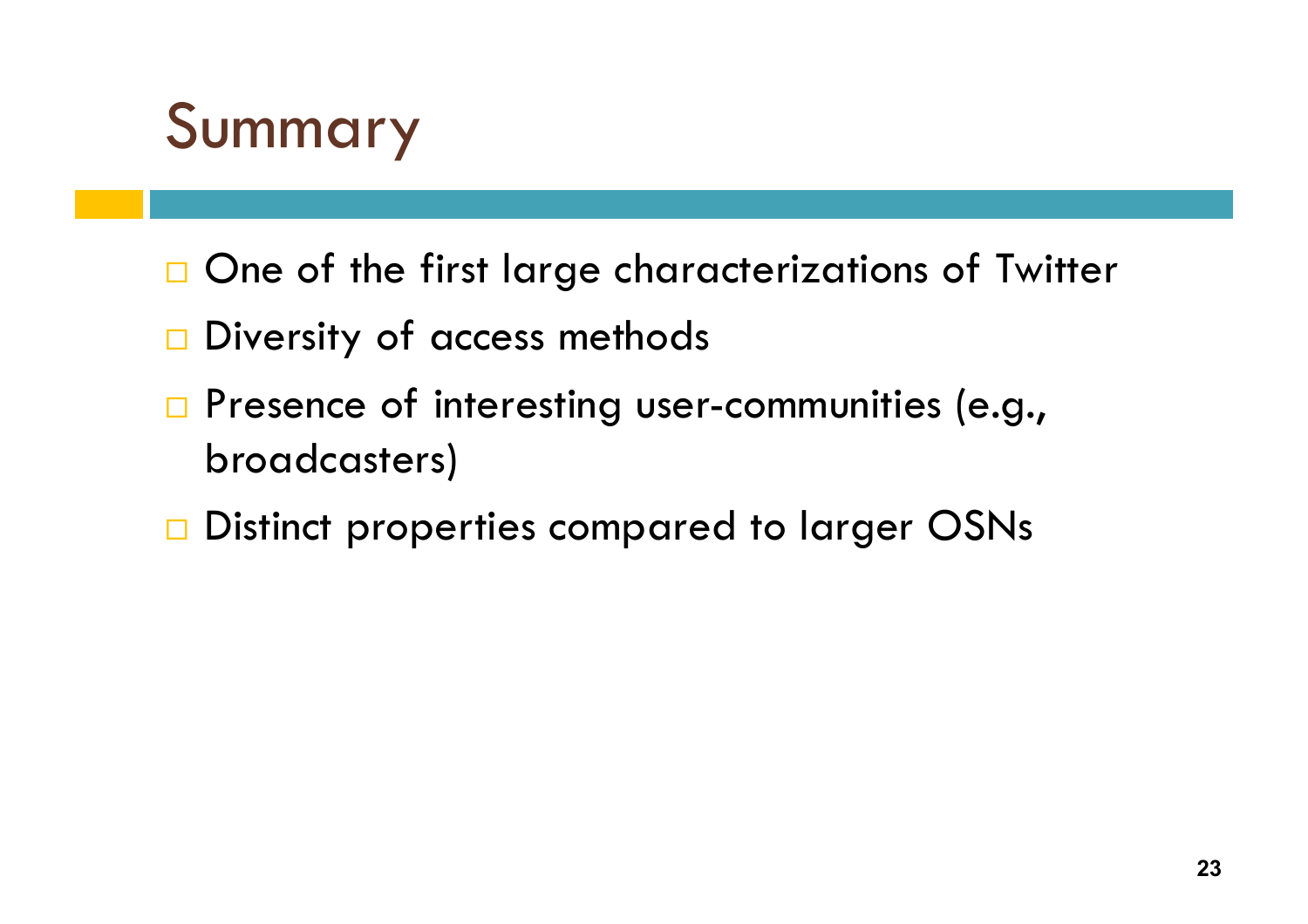# Summary

- One of the first large characterizations of Twitter
- Diversity of access methods
- Presence of interesting user-communities (e.g., broadcasters)
- Distinct properties compared to larger OSNs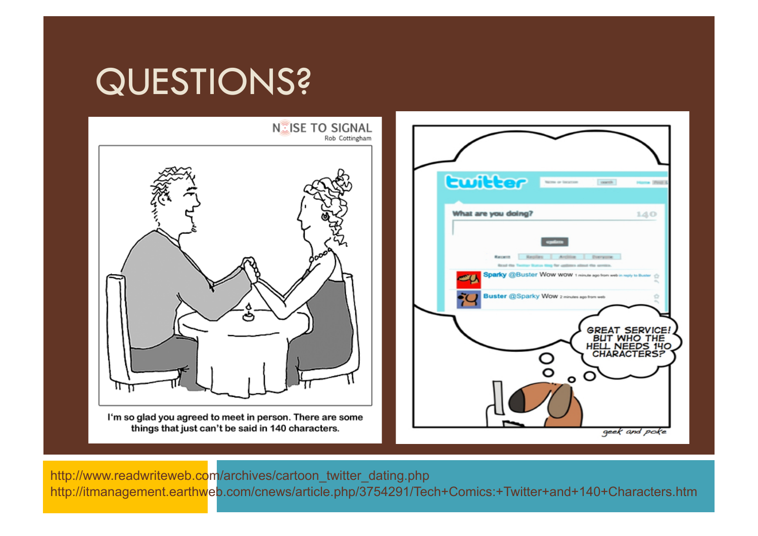# QUESTIONS?

I'm so glad you agreed to meet in person. There are some things that just can't be said in 140 characters.

http://www.readwriteweb.com/archives/cartoon_twitter_dating.php
http://itmanagement.earthweb.com/cnews/article.php/3754291/Tech+Comics:+Twitter+and+140+Characters.htm